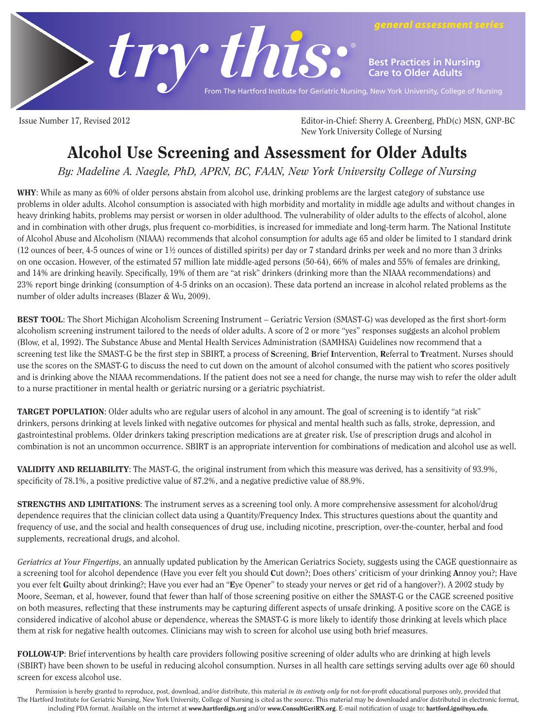# try this: general assessment series

**Best Practices in Nursing Care to Older Adults**

From The Hartford Institute for Geriatric Nursing, New York University, College of Nursing

Issue Number 17, Revised 2012

Editor-in-Chief: Sherry A. Greenberg, PhD(c) MSN, GNP-BC
New York University College of Nursing

# Alcohol Use Screening and Assessment for Older Adults

*By: Madeline A. Naegle, PhD, APRN, BC, FAAN, New York University College of Nursing*

**WHY**: While as many as 60% of older persons abstain from alcohol use, drinking problems are the largest category of substance use problems in older adults. Alcohol consumption is associated with high morbidity and mortality in middle age adults and without changes in heavy drinking habits, problems may persist or worsen in older adulthood. The vulnerability of older adults to the effects of alcohol, alone and in combination with other drugs, plus frequent co-morbidities, is increased for immediate and long-term harm. The National Institute of Alcohol Abuse and Alcoholism (NIAAA) recommends that alcohol consumption for adults age 65 and older be limited to 1 standard drink (12 ounces of beer, 4-5 ounces of wine or 1½ ounces of distilled spirits) per day or 7 standard drinks per week and no more than 3 drinks on one occasion. However, of the estimated 57 million late middle-aged persons (50-64), 66% of males and 55% of females are drinking, and 14% are drinking heavily. Specifically, 19% of them are "at risk" drinkers (drinking more than the NIAAA recommendations) and 23% report binge drinking (consumption of 4-5 drinks on an occasion). These data portend an increase in alcohol related problems as the number of older adults increases (Blazer & Wu, 2009).

**BEST TOOL**: The Short Michigan Alcoholism Screening Instrument – Geriatric Version (SMAST-G) was developed as the first short-form alcoholism screening instrument tailored to the needs of older adults. A score of 2 or more "yes" responses suggests an alcohol problem (Blow, et al, 1992). The Substance Abuse and Mental Health Services Administration (SAMHSA) Guidelines now recommend that a screening test like the SMAST-G be the first step in SBIRT, a process of **S**creening, **B**rief **I**ntervention, **R**eferral to **T**reatment. Nurses should use the scores on the SMAST-G to discuss the need to cut down on the amount of alcohol consumed with the patient who scores positively and is drinking above the NIAAA recommendations. If the patient does not see a need for change, the nurse may wish to refer the older adult to a nurse practitioner in mental health or geriatric nursing or a geriatric psychiatrist.

**TARGET POPULATION**: Older adults who are regular users of alcohol in any amount. The goal of screening is to identify "at risk" drinkers, persons drinking at levels linked with negative outcomes for physical and mental health such as falls, stroke, depression, and gastrointestinal problems. Older drinkers taking prescription medications are at greater risk. Use of prescription drugs and alcohol in combination is not an uncommon occurrence. SBIRT is an appropriate intervention for combinations of medication and alcohol use as well.

**VALIDITY AND RELIABILITY**: The MAST-G, the original instrument from which this measure was derived, has a sensitivity of 93.9%, specificity of 78.1%, a positive predictive value of 87.2%, and a negative predictive value of 88.9%.

**STRENGTHS AND LIMITATIONS**: The instrument serves as a screening tool only. A more comprehensive assessment for alcohol/drug dependence requires that the clinician collect data using a Quantity/Frequency Index. This structures questions about the quantity and frequency of use, and the social and health consequences of drug use, including nicotine, prescription, over-the-counter, herbal and food supplements, recreational drugs, and alcohol.

*Geriatrics at Your Fingertips*, an annually updated publication by the American Geriatrics Society, suggests using the CAGE questionnaire as a screening tool for alcohol dependence (Have you ever felt you should **C**ut down?; Does others' criticism of your drinking **A**nnoy you?; Have you ever felt **G**uilty about drinking?; Have you ever had an "**E**ye Opener" to steady your nerves or get rid of a hangover?). A 2002 study by Moore, Seeman, et al, however, found that fewer than half of those screening positive on either the SMAST-G or the CAGE screened positive on both measures, reflecting that these instruments may be capturing different aspects of unsafe drinking. A positive score on the CAGE is considered indicative of alcohol abuse or dependence, whereas the SMAST-G is more likely to identify those drinking at levels which place them at risk for negative health outcomes. Clinicians may wish to screen for alcohol use using both brief measures.

**FOLLOW-UP**: Brief interventions by health care providers following positive screening of older adults who are drinking at high levels (SBIRT) have been shown to be useful in reducing alcohol consumption. Nurses in all health care settings serving adults over age 60 should screen for excess alcohol use.

Permission is hereby granted to reproduce, post, download, and/or distribute, this material *in its entirety only* for not-for-profit educational purposes only, provided that The Hartford Institute for Geriatric Nursing, New York University, College of Nursing is cited as the source. This material may be downloaded and/or distributed in electronic format, including PDA format. Available on the internet at **www.hartfordign.org** and/or **www.ConsultGeriRN.org**. E-mail notification of usage to: **hartford.ign@nyu.edu**.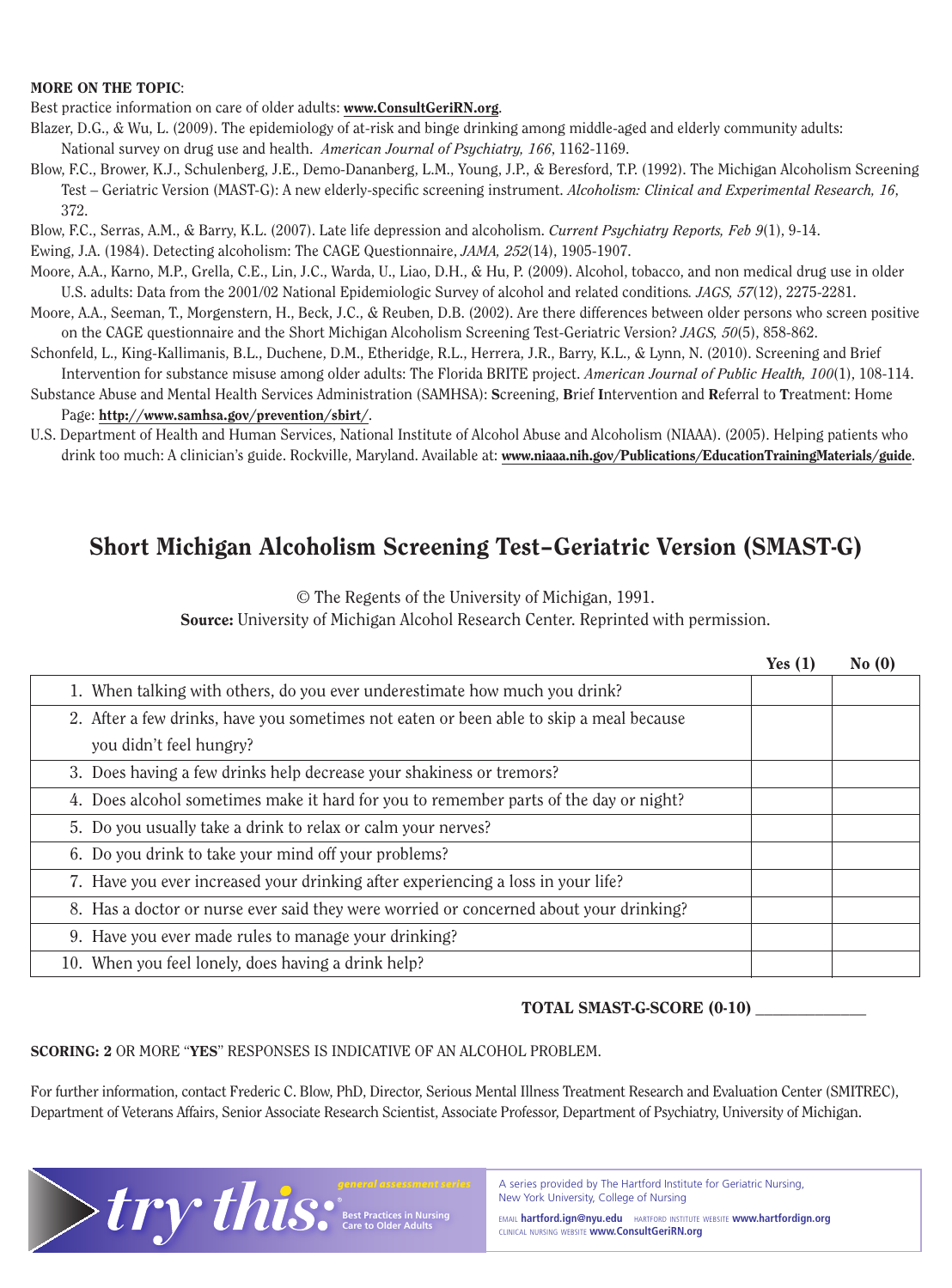**MORE ON THE TOPIC**:

Best practice information on care of older adults: **www.ConsultGeriRN.org**.

Blazer, D.G., & Wu, L. (2009). The epidemiology of at-risk and binge drinking among middle-aged and elderly community adults: National survey on drug use and health. *American Journal of Psychiatry, 166*, 1162-1169.

Blow, F.C., Brower, K.J., Schulenberg, J.E., Demo-Dananberg, L.M., Young, J.P., & Beresford, T.P. (1992). The Michigan Alcoholism Screening Test – Geriatric Version (MAST-G): A new elderly-specific screening instrument. *Alcoholism: Clinical and Experimental Research, 16*, 372.

Blow, F.C., Serras, A.M., & Barry, K.L. (2007). Late life depression and alcoholism. *Current Psychiatry Reports, Feb 9*(1), 9-14.

Ewing, J.A. (1984). Detecting alcoholism: The CAGE Questionnaire, *JAMA, 252*(14), 1905-1907.

Moore, A.A., Karno, M.P., Grella, C.E., Lin, J.C., Warda, U., Liao, D.H., & Hu, P. (2009). Alcohol, tobacco, and non medical drug use in older U.S. adults: Data from the 2001/02 National Epidemiologic Survey of alcohol and related conditions. *JAGS, 57*(12), 2275-2281.

Moore, A.A., Seeman, T., Morgenstern, H., Beck, J.C., & Reuben, D.B. (2002). Are there differences between older persons who screen positive on the CAGE questionnaire and the Short Michigan Alcoholism Screening Test-Geriatric Version? *JAGS, 50*(5), 858-862.

Schonfeld, L., King-Kallimanis, B.L., Duchene, D.M., Etheridge, R.L., Herrera, J.R., Barry, K.L., & Lynn, N. (2010). Screening and Brief Intervention for substance misuse among older adults: The Florida BRITE project. *American Journal of Public Health, 100*(1), 108-114.

Substance Abuse and Mental Health Services Administration (SAMHSA): **S**creening, **B**rief **I**ntervention and **R**eferral to **T**reatment: Home Page: **http://www.samhsa.gov/prevention/sbirt/**.

U.S. Department of Health and Human Services, National Institute of Alcohol Abuse and Alcoholism (NIAAA). (2005). Helping patients who drink too much: A clinician's guide. Rockville, Maryland. Available at: **www.niaaa.nih.gov/Publications/EducationTrainingMaterials/guide**.

## Short Michigan Alcoholism Screening Test–Geriatric Version (SMAST-G)

© The Regents of the University of Michigan, 1991.

**Source:** University of Michigan Alcohol Research Center. Reprinted with permission.

| | Yes (1) | No (0) |
|---|---|---|
| 1. When talking with others, do you ever underestimate how much you drink? | | |
| 2. After a few drinks, have you sometimes not eaten or been able to skip a meal because you didn't feel hungry? | | |
| 3. Does having a few drinks help decrease your shakiness or tremors? | | |
| 4. Does alcohol sometimes make it hard for you to remember parts of the day or night? | | |
| 5. Do you usually take a drink to relax or calm your nerves? | | |
| 6. Do you drink to take your mind off your problems? | | |
| 7. Have you ever increased your drinking after experiencing a loss in your life? | | |
| 8. Has a doctor or nurse ever said they were worried or concerned about your drinking? | | |
| 9. Have you ever made rules to manage your drinking? | | |
| 10. When you feel lonely, does having a drink help? | | |

**TOTAL SMAST-G-SCORE (0-10)** ______________

**SCORING: 2** OR MORE "**YES**" RESPONSES IS INDICATIVE OF AN ALCOHOL PROBLEM.

For further information, contact Frederic C. Blow, PhD, Director, Serious Mental Illness Treatment Research and Evaluation Center (SMITREC), Department of Veterans Affairs, Senior Associate Research Scientist, Associate Professor, Department of Psychiatry, University of Michigan.

*try this:*® general assessment series — Best Practices in Nursing Care to Older Adults

A series provided by The Hartford Institute for Geriatric Nursing, New York University, College of Nursing

EMAIL **hartford.ign@nyu.edu** HARTFORD INSTITUTE WEBSITE **www.hartfordign.org** CLINICAL NURSING WEBSITE **www.ConsultGeriRN.org**